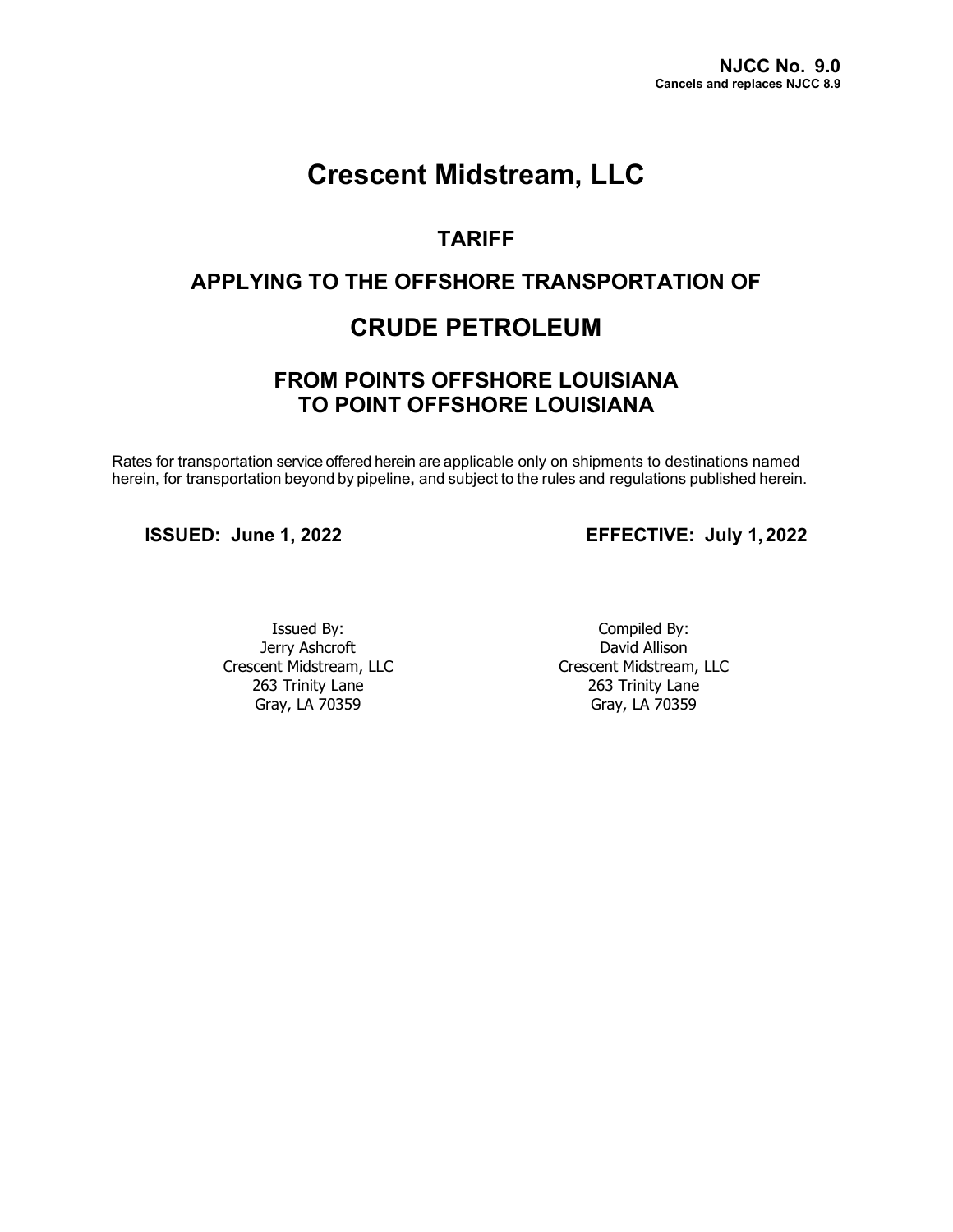**NJCC No. 9.0**
**Cancels and replaces NJCC 8.9**

# Crescent Midstream, LLC

## TARIFF

## APPLYING TO THE OFFSHORE TRANSPORTATION OF

## CRUDE PETROLEUM

## FROM POINTS OFFSHORE LOUISIANA TO POINT OFFSHORE LOUISIANA

Rates for transportation service offered herein are applicable only on shipments to destinations named herein, for transportation beyond by pipeline**,** and subject to the rules and regulations published herein.

**ISSUED: June 1, 2022**

**EFFECTIVE: July 1, 2022**

Issued By:
Jerry Ashcroft
Crescent Midstream, LLC
263 Trinity Lane
Gray, LA 70359

Compiled By:
David Allison
Crescent Midstream, LLC
263 Trinity Lane
Gray, LA 70359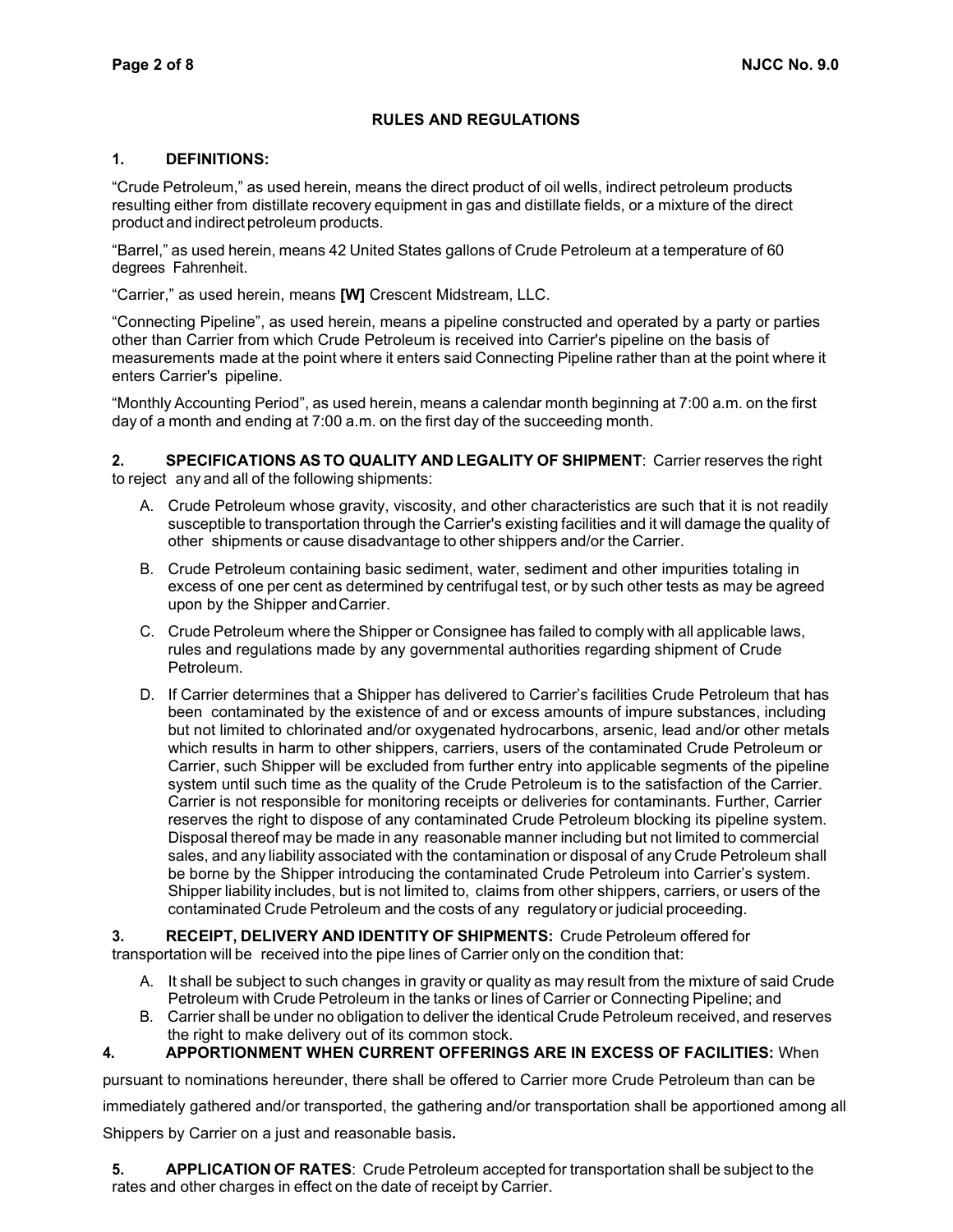## RULES AND REGULATIONS

**1. DEFINITIONS:**

"Crude Petroleum," as used herein, means the direct product of oil wells, indirect petroleum products resulting either from distillate recovery equipment in gas and distillate fields, or a mixture of the direct product and indirect petroleum products.

"Barrel," as used herein, means 42 United States gallons of Crude Petroleum at a temperature of 60 degrees Fahrenheit.

"Carrier," as used herein, means **[W]** Crescent Midstream, LLC.

"Connecting Pipeline", as used herein, means a pipeline constructed and operated by a party or parties other than Carrier from which Crude Petroleum is received into Carrier's pipeline on the basis of measurements made at the point where it enters said Connecting Pipeline rather than at the point where it enters Carrier's pipeline.

"Monthly Accounting Period", as used herein, means a calendar month beginning at 7:00 a.m. on the first day of a month and ending at 7:00 a.m. on the first day of the succeeding month.

**2. SPECIFICATIONS AS TO QUALITY AND LEGALITY OF SHIPMENT**: Carrier reserves the right to reject any and all of the following shipments:

A. Crude Petroleum whose gravity, viscosity, and other characteristics are such that it is not readily susceptible to transportation through the Carrier's existing facilities and it will damage the quality of other shipments or cause disadvantage to other shippers and/or the Carrier.

B. Crude Petroleum containing basic sediment, water, sediment and other impurities totaling in excess of one per cent as determined by centrifugal test, or by such other tests as may be agreed upon by the Shipper and Carrier.

C. Crude Petroleum where the Shipper or Consignee has failed to comply with all applicable laws, rules and regulations made by any governmental authorities regarding shipment of Crude Petroleum.

D. If Carrier determines that a Shipper has delivered to Carrier's facilities Crude Petroleum that has been contaminated by the existence of and or excess amounts of impure substances, including but not limited to chlorinated and/or oxygenated hydrocarbons, arsenic, lead and/or other metals which results in harm to other shippers, carriers, users of the contaminated Crude Petroleum or Carrier, such Shipper will be excluded from further entry into applicable segments of the pipeline system until such time as the quality of the Crude Petroleum is to the satisfaction of the Carrier. Carrier is not responsible for monitoring receipts or deliveries for contaminants. Further, Carrier reserves the right to dispose of any contaminated Crude Petroleum blocking its pipeline system. Disposal thereof may be made in any reasonable manner including but not limited to commercial sales, and any liability associated with the contamination or disposal of any Crude Petroleum shall be borne by the Shipper introducing the contaminated Crude Petroleum into Carrier's system. Shipper liability includes, but is not limited to, claims from other shippers, carriers, or users of the contaminated Crude Petroleum and the costs of any regulatory or judicial proceeding.

**3. RECEIPT, DELIVERY AND IDENTITY OF SHIPMENTS:** Crude Petroleum offered for transportation will be received into the pipe lines of Carrier only on the condition that:

A. It shall be subject to such changes in gravity or quality as may result from the mixture of said Crude Petroleum with Crude Petroleum in the tanks or lines of Carrier or Connecting Pipeline; and

B. Carrier shall be under no obligation to deliver the identical Crude Petroleum received, and reserves the right to make delivery out of its common stock.

**4. APPORTIONMENT WHEN CURRENT OFFERINGS ARE IN EXCESS OF FACILITIES:** When pursuant to nominations hereunder, there shall be offered to Carrier more Crude Petroleum than can be immediately gathered and/or transported, the gathering and/or transportation shall be apportioned among all Shippers by Carrier on a just and reasonable basis.

**5. APPLICATION OF RATES**: Crude Petroleum accepted for transportation shall be subject to the rates and other charges in effect on the date of receipt by Carrier.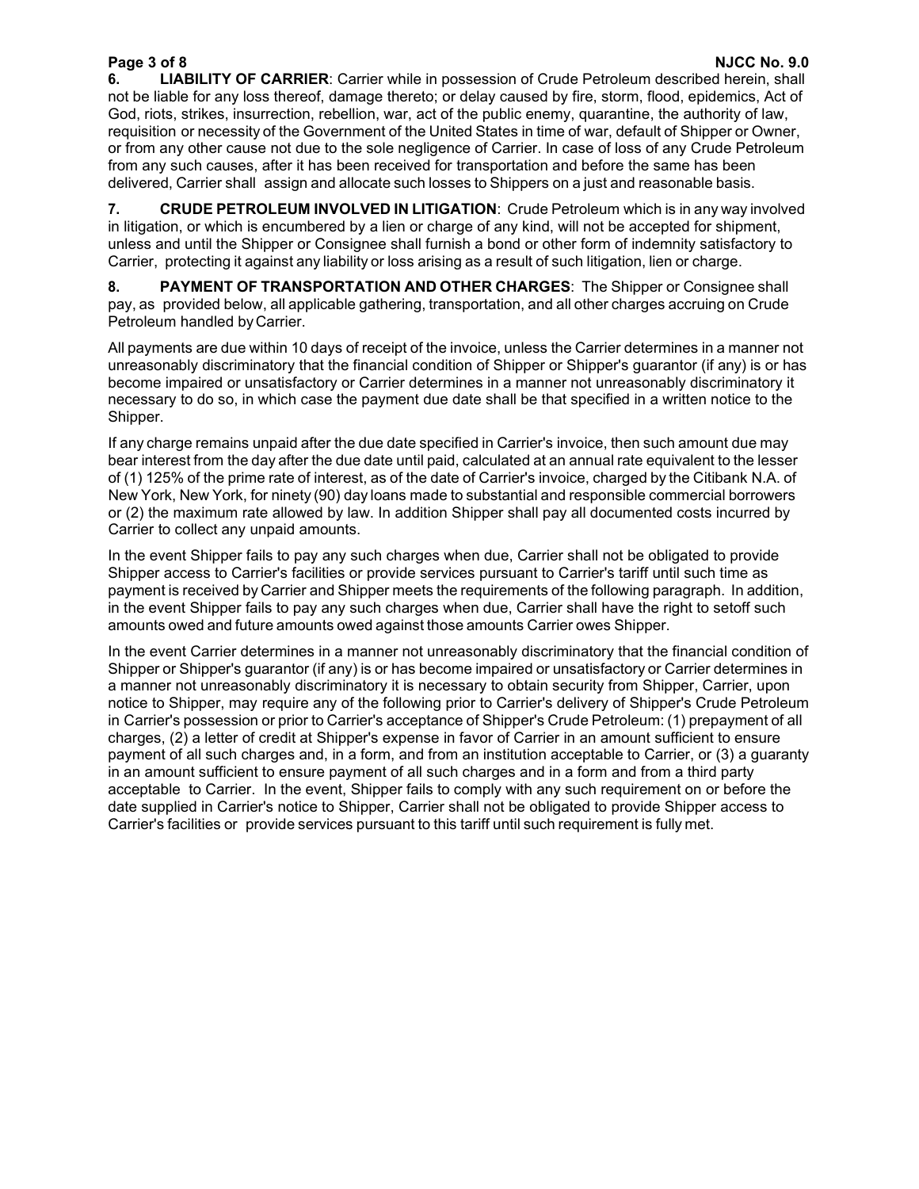**6. LIABILITY OF CARRIER**: Carrier while in possession of Crude Petroleum described herein, shall not be liable for any loss thereof, damage thereto; or delay caused by fire, storm, flood, epidemics, Act of God, riots, strikes, insurrection, rebellion, war, act of the public enemy, quarantine, the authority of law, requisition or necessity of the Government of the United States in time of war, default of Shipper or Owner, or from any other cause not due to the sole negligence of Carrier. In case of loss of any Crude Petroleum from any such causes, after it has been received for transportation and before the same has been delivered, Carrier shall assign and allocate such losses to Shippers on a just and reasonable basis.

**7. CRUDE PETROLEUM INVOLVED IN LITIGATION**: Crude Petroleum which is in any way involved in litigation, or which is encumbered by a lien or charge of any kind, will not be accepted for shipment, unless and until the Shipper or Consignee shall furnish a bond or other form of indemnity satisfactory to Carrier, protecting it against any liability or loss arising as a result of such litigation, lien or charge.

**8. PAYMENT OF TRANSPORTATION AND OTHER CHARGES**: The Shipper or Consignee shall pay, as provided below, all applicable gathering, transportation, and all other charges accruing on Crude Petroleum handled by Carrier.

All payments are due within 10 days of receipt of the invoice, unless the Carrier determines in a manner not unreasonably discriminatory that the financial condition of Shipper or Shipper's guarantor (if any) is or has become impaired or unsatisfactory or Carrier determines in a manner not unreasonably discriminatory it necessary to do so, in which case the payment due date shall be that specified in a written notice to the Shipper.

If any charge remains unpaid after the due date specified in Carrier's invoice, then such amount due may bear interest from the day after the due date until paid, calculated at an annual rate equivalent to the lesser of (1) 125% of the prime rate of interest, as of the date of Carrier's invoice, charged by the Citibank N.A. of New York, New York, for ninety (90) day loans made to substantial and responsible commercial borrowers or (2) the maximum rate allowed by law. In addition Shipper shall pay all documented costs incurred by Carrier to collect any unpaid amounts.

In the event Shipper fails to pay any such charges when due, Carrier shall not be obligated to provide Shipper access to Carrier's facilities or provide services pursuant to Carrier's tariff until such time as payment is received by Carrier and Shipper meets the requirements of the following paragraph. In addition, in the event Shipper fails to pay any such charges when due, Carrier shall have the right to setoff such amounts owed and future amounts owed against those amounts Carrier owes Shipper.

In the event Carrier determines in a manner not unreasonably discriminatory that the financial condition of Shipper or Shipper's guarantor (if any) is or has become impaired or unsatisfactory or Carrier determines in a manner not unreasonably discriminatory it is necessary to obtain security from Shipper, Carrier, upon notice to Shipper, may require any of the following prior to Carrier's delivery of Shipper's Crude Petroleum in Carrier's possession or prior to Carrier's acceptance of Shipper's Crude Petroleum: (1) prepayment of all charges, (2) a letter of credit at Shipper's expense in favor of Carrier in an amount sufficient to ensure payment of all such charges and, in a form, and from an institution acceptable to Carrier, or (3) a guaranty in an amount sufficient to ensure payment of all such charges and in a form and from a third party acceptable to Carrier. In the event, Shipper fails to comply with any such requirement on or before the date supplied in Carrier's notice to Shipper, Carrier shall not be obligated to provide Shipper access to Carrier's facilities or provide services pursuant to this tariff until such requirement is fully met.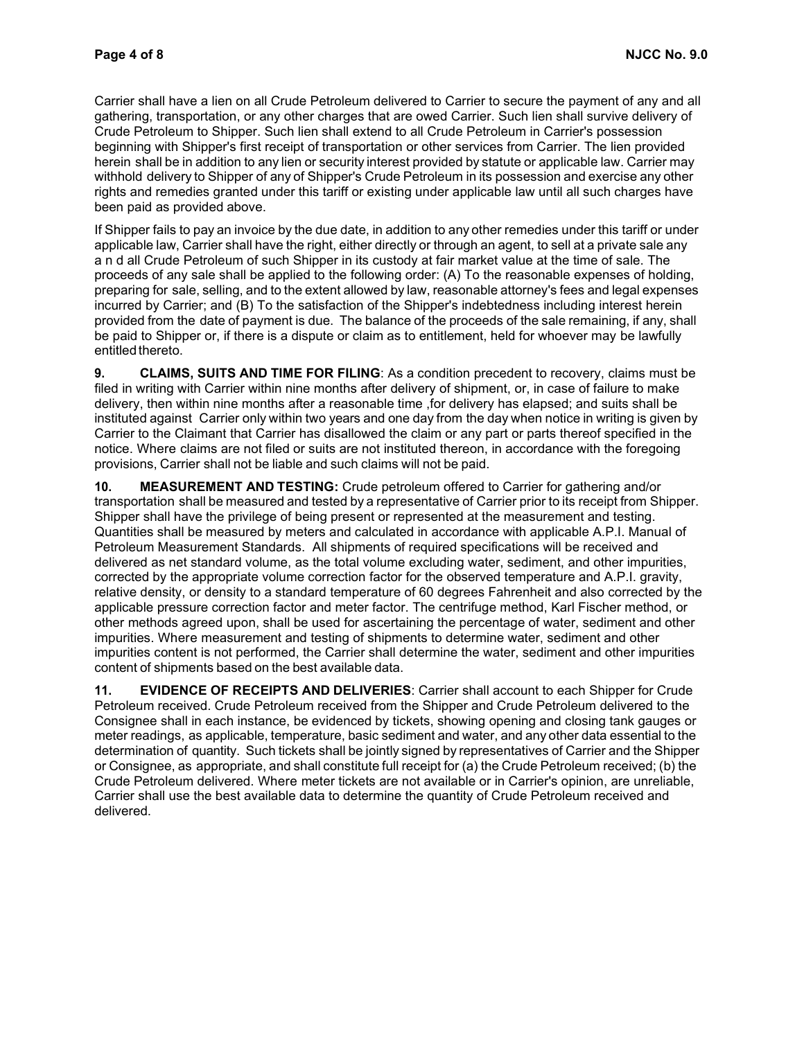Carrier shall have a lien on all Crude Petroleum delivered to Carrier to secure the payment of any and all gathering, transportation, or any other charges that are owed Carrier. Such lien shall survive delivery of Crude Petroleum to Shipper. Such lien shall extend to all Crude Petroleum in Carrier's possession beginning with Shipper's first receipt of transportation or other services from Carrier. The lien provided herein shall be in addition to any lien or security interest provided by statute or applicable law. Carrier may withhold delivery to Shipper of any of Shipper's Crude Petroleum in its possession and exercise any other rights and remedies granted under this tariff or existing under applicable law until all such charges have been paid as provided above.

If Shipper fails to pay an invoice by the due date, in addition to any other remedies under this tariff or under applicable law, Carrier shall have the right, either directly or through an agent, to sell at a private sale any and all Crude Petroleum of such Shipper in its custody at fair market value at the time of sale. The proceeds of any sale shall be applied to the following order: (A) To the reasonable expenses of holding, preparing for sale, selling, and to the extent allowed by law, reasonable attorney's fees and legal expenses incurred by Carrier; and (B) To the satisfaction of the Shipper's indebtedness including interest herein provided from the date of payment is due. The balance of the proceeds of the sale remaining, if any, shall be paid to Shipper or, if there is a dispute or claim as to entitlement, held for whoever may be lawfully entitled thereto.

**9. CLAIMS, SUITS AND TIME FOR FILING**: As a condition precedent to recovery, claims must be filed in writing with Carrier within nine months after delivery of shipment, or, in case of failure to make delivery, then within nine months after a reasonable time ,for delivery has elapsed; and suits shall be instituted against Carrier only within two years and one day from the day when notice in writing is given by Carrier to the Claimant that Carrier has disallowed the claim or any part or parts thereof specified in the notice. Where claims are not filed or suits are not instituted thereon, in accordance with the foregoing provisions, Carrier shall not be liable and such claims will not be paid.

**10. MEASUREMENT AND TESTING:** Crude petroleum offered to Carrier for gathering and/or transportation shall be measured and tested by a representative of Carrier prior to its receipt from Shipper. Shipper shall have the privilege of being present or represented at the measurement and testing. Quantities shall be measured by meters and calculated in accordance with applicable A.P.I. Manual of Petroleum Measurement Standards. All shipments of required specifications will be received and delivered as net standard volume, as the total volume excluding water, sediment, and other impurities, corrected by the appropriate volume correction factor for the observed temperature and A.P.I. gravity, relative density, or density to a standard temperature of 60 degrees Fahrenheit and also corrected by the applicable pressure correction factor and meter factor. The centrifuge method, Karl Fischer method, or other methods agreed upon, shall be used for ascertaining the percentage of water, sediment and other impurities. Where measurement and testing of shipments to determine water, sediment and other impurities content is not performed, the Carrier shall determine the water, sediment and other impurities content of shipments based on the best available data.

**11. EVIDENCE OF RECEIPTS AND DELIVERIES**: Carrier shall account to each Shipper for Crude Petroleum received. Crude Petroleum received from the Shipper and Crude Petroleum delivered to the Consignee shall in each instance, be evidenced by tickets, showing opening and closing tank gauges or meter readings, as applicable, temperature, basic sediment and water, and any other data essential to the determination of quantity. Such tickets shall be jointly signed by representatives of Carrier and the Shipper or Consignee, as appropriate, and shall constitute full receipt for (a) the Crude Petroleum received; (b) the Crude Petroleum delivered. Where meter tickets are not available or in Carrier's opinion, are unreliable, Carrier shall use the best available data to determine the quantity of Crude Petroleum received and delivered.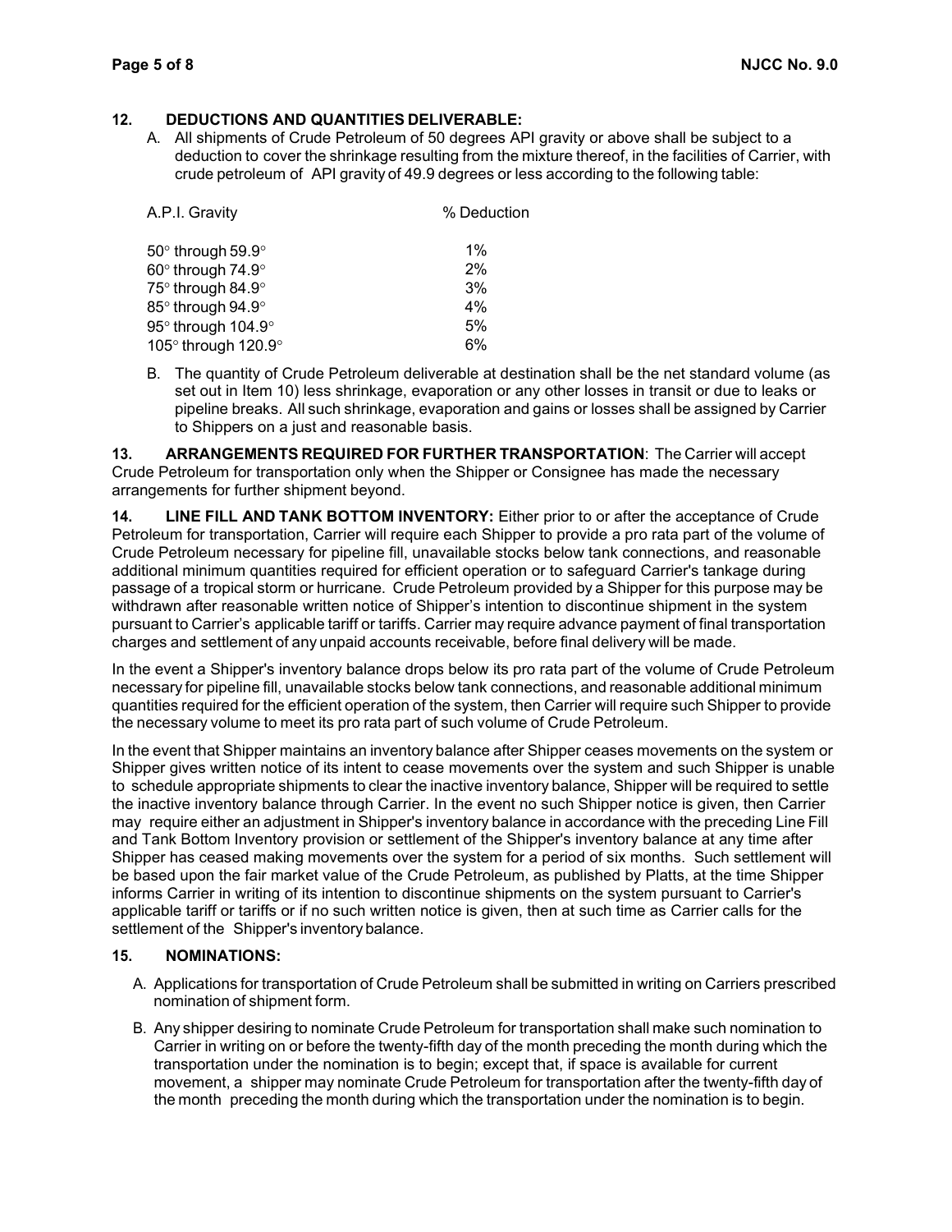**12. DEDUCTIONS AND QUANTITIES DELIVERABLE:**

A. All shipments of Crude Petroleum of 50 degrees API gravity or above shall be subject to a deduction to cover the shrinkage resulting from the mixture thereof, in the facilities of Carrier, with crude petroleum of API gravity of 49.9 degrees or less according to the following table:

| A.P.I. Gravity | % Deduction |
|---|---|
| 50° through 59.9° | 1% |
| 60° through 74.9° | 2% |
| 75° through 84.9° | 3% |
| 85° through 94.9° | 4% |
| 95° through 104.9° | 5% |
| 105° through 120.9° | 6% |

B. The quantity of Crude Petroleum deliverable at destination shall be the net standard volume (as set out in Item 10) less shrinkage, evaporation or any other losses in transit or due to leaks or pipeline breaks. All such shrinkage, evaporation and gains or losses shall be assigned by Carrier to Shippers on a just and reasonable basis.

**13. ARRANGEMENTS REQUIRED FOR FURTHER TRANSPORTATION**: The Carrier will accept Crude Petroleum for transportation only when the Shipper or Consignee has made the necessary arrangements for further shipment beyond.

**14. LINE FILL AND TANK BOTTOM INVENTORY:** Either prior to or after the acceptance of Crude Petroleum for transportation, Carrier will require each Shipper to provide a pro rata part of the volume of Crude Petroleum necessary for pipeline fill, unavailable stocks below tank connections, and reasonable additional minimum quantities required for efficient operation or to safeguard Carrier's tankage during passage of a tropical storm or hurricane. Crude Petroleum provided by a Shipper for this purpose may be withdrawn after reasonable written notice of Shipper's intention to discontinue shipment in the system pursuant to Carrier's applicable tariff or tariffs. Carrier may require advance payment of final transportation charges and settlement of any unpaid accounts receivable, before final delivery will be made.

In the event a Shipper's inventory balance drops below its pro rata part of the volume of Crude Petroleum necessary for pipeline fill, unavailable stocks below tank connections, and reasonable additional minimum quantities required for the efficient operation of the system, then Carrier will require such Shipper to provide the necessary volume to meet its pro rata part of such volume of Crude Petroleum.

In the event that Shipper maintains an inventory balance after Shipper ceases movements on the system or Shipper gives written notice of its intent to cease movements over the system and such Shipper is unable to schedule appropriate shipments to clear the inactive inventory balance, Shipper will be required to settle the inactive inventory balance through Carrier. In the event no such Shipper notice is given, then Carrier may require either an adjustment in Shipper's inventory balance in accordance with the preceding Line Fill and Tank Bottom Inventory provision or settlement of the Shipper's inventory balance at any time after Shipper has ceased making movements over the system for a period of six months. Such settlement will be based upon the fair market value of the Crude Petroleum, as published by Platts, at the time Shipper informs Carrier in writing of its intention to discontinue shipments on the system pursuant to Carrier's applicable tariff or tariffs or if no such written notice is given, then at such time as Carrier calls for the settlement of the Shipper's inventory balance.

**15. NOMINATIONS:**

A. Applications for transportation of Crude Petroleum shall be submitted in writing on Carriers prescribed nomination of shipment form.

B. Any shipper desiring to nominate Crude Petroleum for transportation shall make such nomination to Carrier in writing on or before the twenty-fifth day of the month preceding the month during which the transportation under the nomination is to begin; except that, if space is available for current movement, a shipper may nominate Crude Petroleum for transportation after the twenty-fifth day of the month preceding the month during which the transportation under the nomination is to begin.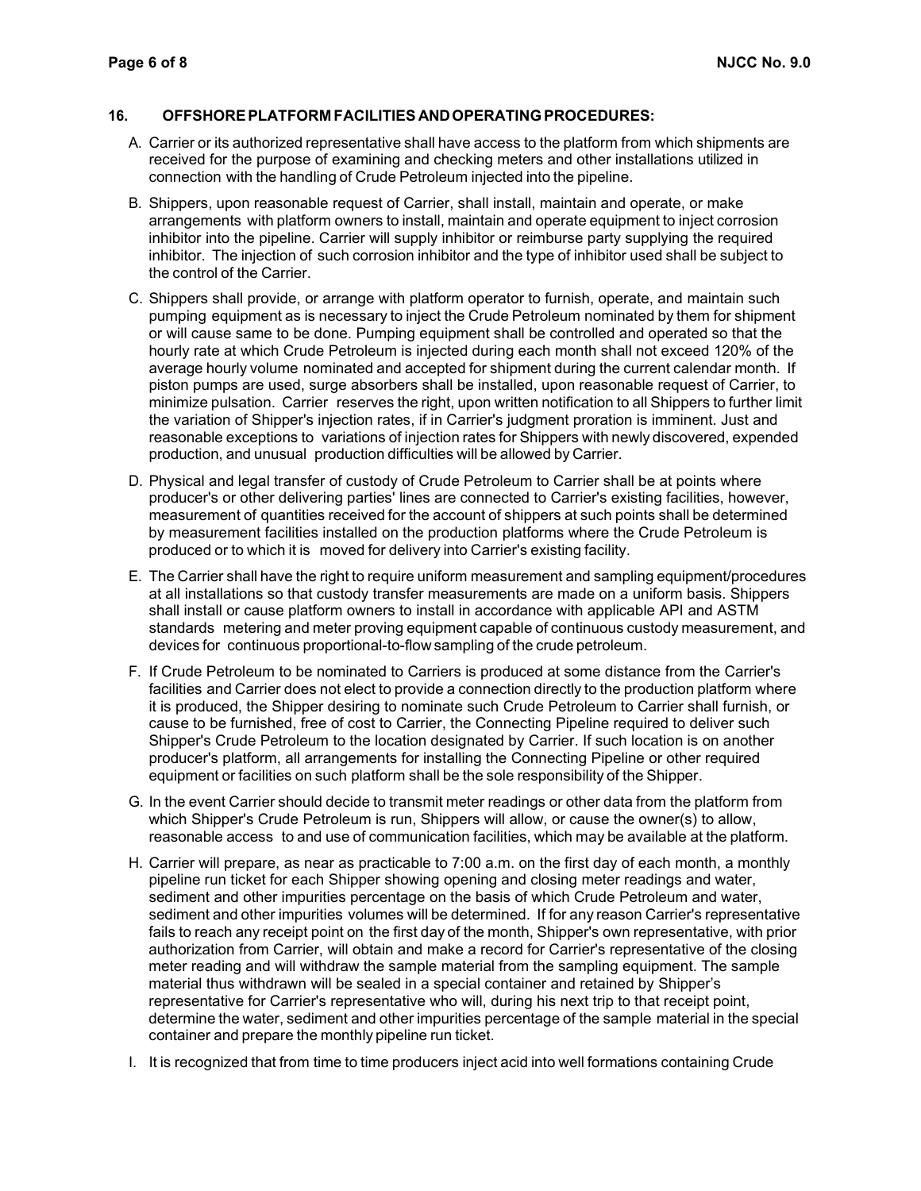## 16. OFFSHORE PLATFORM FACILITIES AND OPERATING PROCEDURES:

A. Carrier or its authorized representative shall have access to the platform from which shipments are received for the purpose of examining and checking meters and other installations utilized in connection with the handling of Crude Petroleum injected into the pipeline.

B. Shippers, upon reasonable request of Carrier, shall install, maintain and operate, or make arrangements with platform owners to install, maintain and operate equipment to inject corrosion inhibitor into the pipeline. Carrier will supply inhibitor or reimburse party supplying the required inhibitor. The injection of such corrosion inhibitor and the type of inhibitor used shall be subject to the control of the Carrier.

C. Shippers shall provide, or arrange with platform operator to furnish, operate, and maintain such pumping equipment as is necessary to inject the Crude Petroleum nominated by them for shipment or will cause same to be done. Pumping equipment shall be controlled and operated so that the hourly rate at which Crude Petroleum is injected during each month shall not exceed 120% of the average hourly volume nominated and accepted for shipment during the current calendar month. If piston pumps are used, surge absorbers shall be installed, upon reasonable request of Carrier, to minimize pulsation. Carrier reserves the right, upon written notification to all Shippers to further limit the variation of Shipper's injection rates, if in Carrier's judgment proration is imminent. Just and reasonable exceptions to variations of injection rates for Shippers with newly discovered, expended production, and unusual production difficulties will be allowed by Carrier.

D. Physical and legal transfer of custody of Crude Petroleum to Carrier shall be at points where producer's or other delivering parties' lines are connected to Carrier's existing facilities, however, measurement of quantities received for the account of shippers at such points shall be determined by measurement facilities installed on the production platforms where the Crude Petroleum is produced or to which it is moved for delivery into Carrier's existing facility.

E. The Carrier shall have the right to require uniform measurement and sampling equipment/procedures at all installations so that custody transfer measurements are made on a uniform basis. Shippers shall install or cause platform owners to install in accordance with applicable API and ASTM standards metering and meter proving equipment capable of continuous custody measurement, and devices for continuous proportional-to-flow sampling of the crude petroleum.

F. If Crude Petroleum to be nominated to Carriers is produced at some distance from the Carrier's facilities and Carrier does not elect to provide a connection directly to the production platform where it is produced, the Shipper desiring to nominate such Crude Petroleum to Carrier shall furnish, or cause to be furnished, free of cost to Carrier, the Connecting Pipeline required to deliver such Shipper's Crude Petroleum to the location designated by Carrier. If such location is on another producer's platform, all arrangements for installing the Connecting Pipeline or other required equipment or facilities on such platform shall be the sole responsibility of the Shipper.

G. In the event Carrier should decide to transmit meter readings or other data from the platform from which Shipper's Crude Petroleum is run, Shippers will allow, or cause the owner(s) to allow, reasonable access to and use of communication facilities, which may be available at the platform.

H. Carrier will prepare, as near as practicable to 7:00 a.m. on the first day of each month, a monthly pipeline run ticket for each Shipper showing opening and closing meter readings and water, sediment and other impurities percentage on the basis of which Crude Petroleum and water, sediment and other impurities volumes will be determined. If for any reason Carrier's representative fails to reach any receipt point on the first day of the month, Shipper's own representative, with prior authorization from Carrier, will obtain and make a record for Carrier's representative of the closing meter reading and will withdraw the sample material from the sampling equipment. The sample material thus withdrawn will be sealed in a special container and retained by Shipper's representative for Carrier's representative who will, during his next trip to that receipt point, determine the water, sediment and other impurities percentage of the sample material in the special container and prepare the monthly pipeline run ticket.

I. It is recognized that from time to time producers inject acid into well formations containing Crude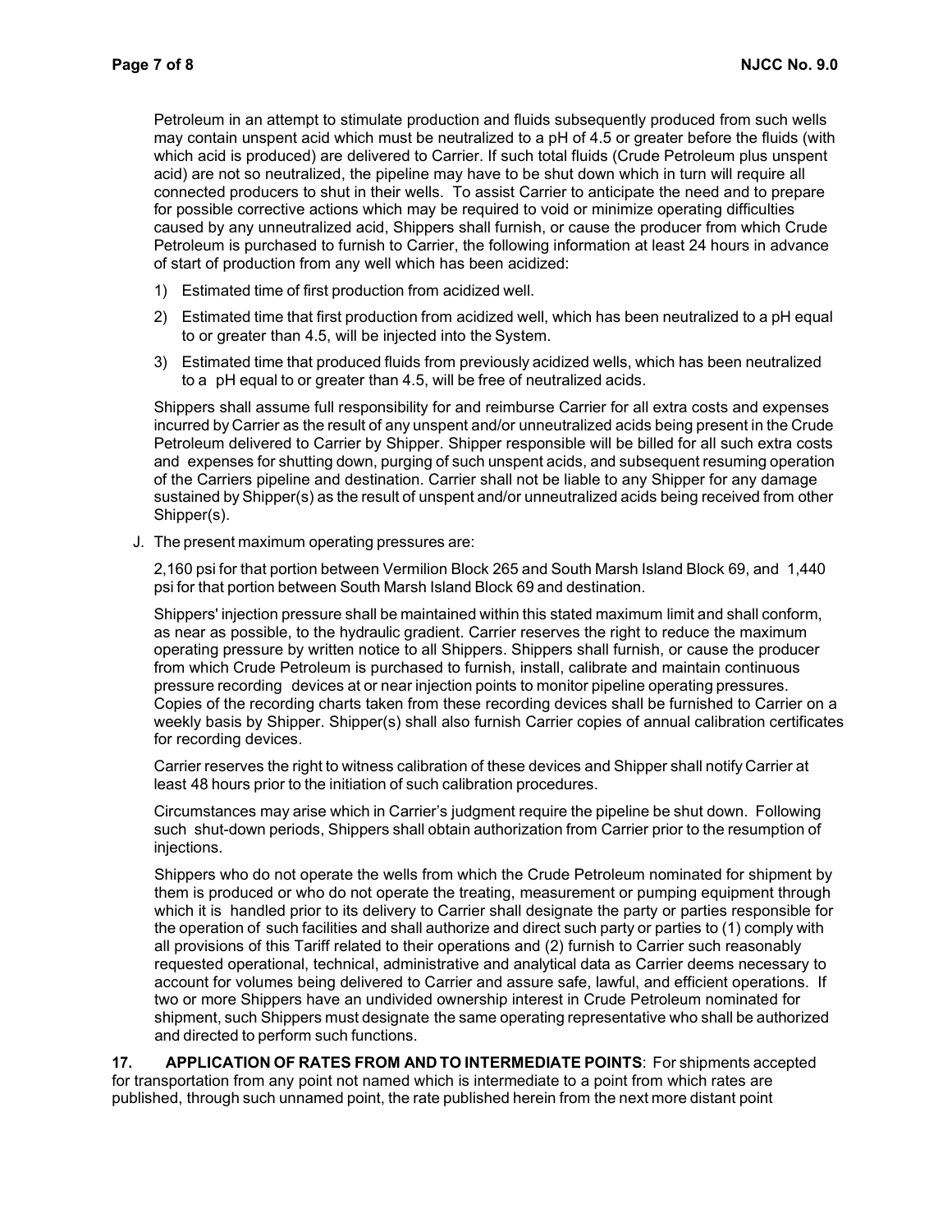Petroleum in an attempt to stimulate production and fluids subsequently produced from such wells may contain unspent acid which must be neutralized to a pH of 4.5 or greater before the fluids (with which acid is produced) are delivered to Carrier. If such total fluids (Crude Petroleum plus unspent acid) are not so neutralized, the pipeline may have to be shut down which in turn will require all connected producers to shut in their wells. To assist Carrier to anticipate the need and to prepare for possible corrective actions which may be required to void or minimize operating difficulties caused by any unneutralized acid, Shippers shall furnish, or cause the producer from which Crude Petroleum is purchased to furnish to Carrier, the following information at least 24 hours in advance of start of production from any well which has been acidized:

1) Estimated time of first production from acidized well.
2) Estimated time that first production from acidized well, which has been neutralized to a pH equal to or greater than 4.5, will be injected into the System.
3) Estimated time that produced fluids from previously acidized wells, which has been neutralized to a pH equal to or greater than 4.5, will be free of neutralized acids.

Shippers shall assume full responsibility for and reimburse Carrier for all extra costs and expenses incurred by Carrier as the result of any unspent and/or unneutralized acids being present in the Crude Petroleum delivered to Carrier by Shipper. Shipper responsible will be billed for all such extra costs and expenses for shutting down, purging of such unspent acids, and subsequent resuming operation of the Carriers pipeline and destination. Carrier shall not be liable to any Shipper for any damage sustained by Shipper(s) as the result of unspent and/or unneutralized acids being received from other Shipper(s).

J. The present maximum operating pressures are:

2,160 psi for that portion between Vermilion Block 265 and South Marsh Island Block 69, and 1,440 psi for that portion between South Marsh Island Block 69 and destination.

Shippers' injection pressure shall be maintained within this stated maximum limit and shall conform, as near as possible, to the hydraulic gradient. Carrier reserves the right to reduce the maximum operating pressure by written notice to all Shippers. Shippers shall furnish, or cause the producer from which Crude Petroleum is purchased to furnish, install, calibrate and maintain continuous pressure recording devices at or near injection points to monitor pipeline operating pressures. Copies of the recording charts taken from these recording devices shall be furnished to Carrier on a weekly basis by Shipper. Shipper(s) shall also furnish Carrier copies of annual calibration certificates for recording devices.

Carrier reserves the right to witness calibration of these devices and Shipper shall notify Carrier at least 48 hours prior to the initiation of such calibration procedures.

Circumstances may arise which in Carrier's judgment require the pipeline be shut down. Following such shut-down periods, Shippers shall obtain authorization from Carrier prior to the resumption of injections.

Shippers who do not operate the wells from which the Crude Petroleum nominated for shipment by them is produced or who do not operate the treating, measurement or pumping equipment through which it is handled prior to its delivery to Carrier shall designate the party or parties responsible for the operation of such facilities and shall authorize and direct such party or parties to (1) comply with all provisions of this Tariff related to their operations and (2) furnish to Carrier such reasonably requested operational, technical, administrative and analytical data as Carrier deems necessary to account for volumes being delivered to Carrier and assure safe, lawful, and efficient operations. If two or more Shippers have an undivided ownership interest in Crude Petroleum nominated for shipment, such Shippers must designate the same operating representative who shall be authorized and directed to perform such functions.

**17. APPLICATION OF RATES FROM AND TO INTERMEDIATE POINTS**: For shipments accepted for transportation from any point not named which is intermediate to a point from which rates are published, through such unnamed point, the rate published herein from the next more distant point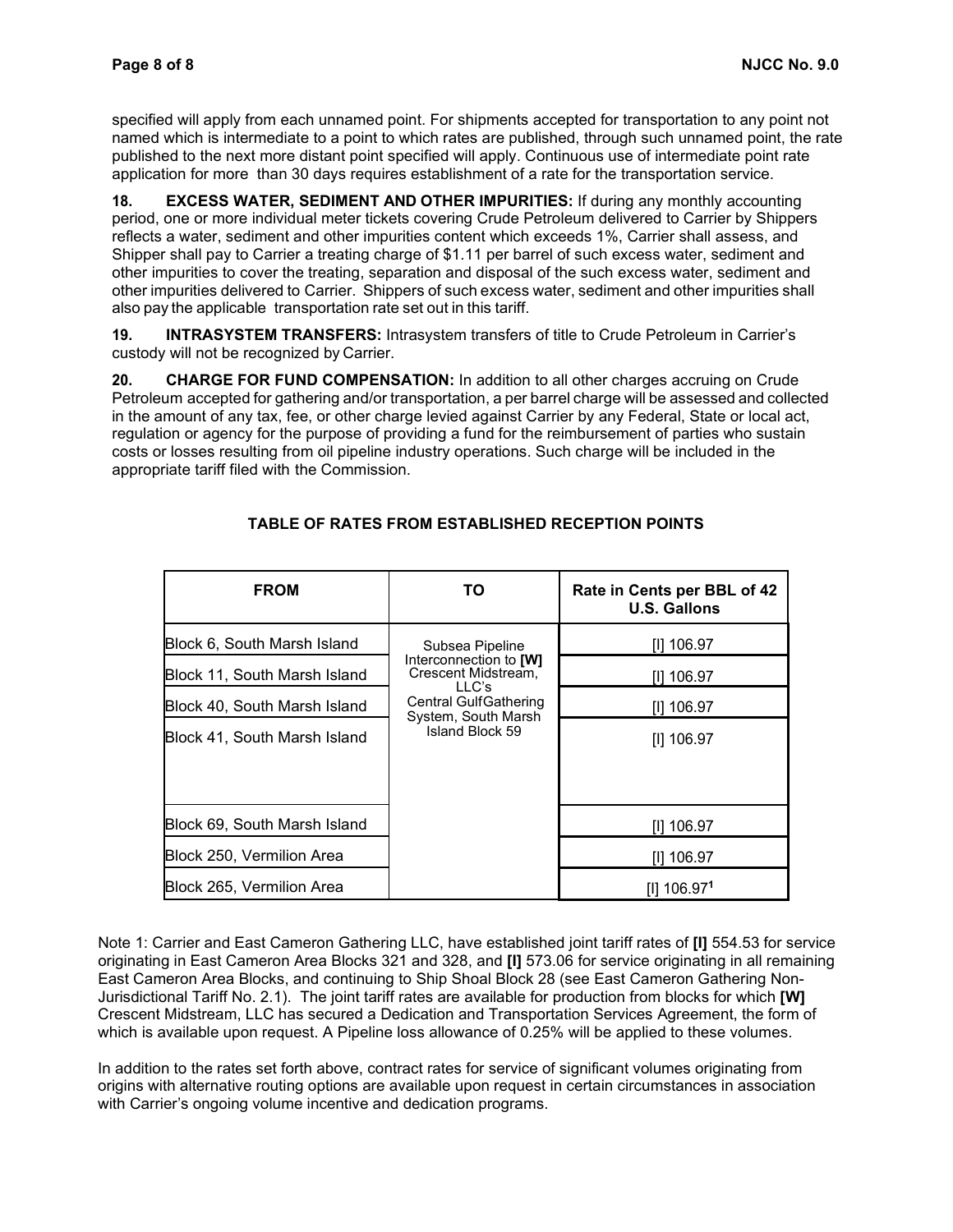specified will apply from each unnamed point. For shipments accepted for transportation to any point not named which is intermediate to a point to which rates are published, through such unnamed point, the rate published to the next more distant point specified will apply. Continuous use of intermediate point rate application for more than 30 days requires establishment of a rate for the transportation service.

**18. EXCESS WATER, SEDIMENT AND OTHER IMPURITIES:** If during any monthly accounting period, one or more individual meter tickets covering Crude Petroleum delivered to Carrier by Shippers reflects a water, sediment and other impurities content which exceeds 1%, Carrier shall assess, and Shipper shall pay to Carrier a treating charge of $1.11 per barrel of such excess water, sediment and other impurities to cover the treating, separation and disposal of the such excess water, sediment and other impurities delivered to Carrier. Shippers of such excess water, sediment and other impurities shall also pay the applicable transportation rate set out in this tariff.

**19. INTRASYSTEM TRANSFERS:** Intrasystem transfers of title to Crude Petroleum in Carrier's custody will not be recognized by Carrier.

**20. CHARGE FOR FUND COMPENSATION:** In addition to all other charges accruing on Crude Petroleum accepted for gathering and/or transportation, a per barrel charge will be assessed and collected in the amount of any tax, fee, or other charge levied against Carrier by any Federal, State or local act, regulation or agency for the purpose of providing a fund for the reimbursement of parties who sustain costs or losses resulting from oil pipeline industry operations. Such charge will be included in the appropriate tariff filed with the Commission.

**TABLE OF RATES FROM ESTABLISHED RECEPTION POINTS**

| FROM | TO | Rate in Cents per BBL of 42 U.S. Gallons |
|---|---|---|
| Block 6, South Marsh Island | Subsea Pipeline Interconnection to **[W]** Crescent Midstream, LLC's Central GulfGathering System, South Marsh Island Block 59 | [I] 106.97 |
| Block 11, South Marsh Island | | [I] 106.97 |
| Block 40, South Marsh Island | | [I] 106.97 |
| Block 41, South Marsh Island | | [I] 106.97 |
| Block 69, South Marsh Island | | [I] 106.97 |
| Block 250, Vermilion Area | | [I] 106.97 |
| Block 265, Vermilion Area | | [I] 106.97[1] |

Note 1: Carrier and East Cameron Gathering LLC, have established joint tariff rates of **[I]** 554.53 for service originating in East Cameron Area Blocks 321 and 328, and **[I]** 573.06 for service originating in all remaining East Cameron Area Blocks, and continuing to Ship Shoal Block 28 (see East Cameron Gathering Non-Jurisdictional Tariff No. 2.1). The joint tariff rates are available for production from blocks for which **[W]** Crescent Midstream, LLC has secured a Dedication and Transportation Services Agreement, the form of which is available upon request. A Pipeline loss allowance of 0.25% will be applied to these volumes.

In addition to the rates set forth above, contract rates for service of significant volumes originating from origins with alternative routing options are available upon request in certain circumstances in association with Carrier's ongoing volume incentive and dedication programs.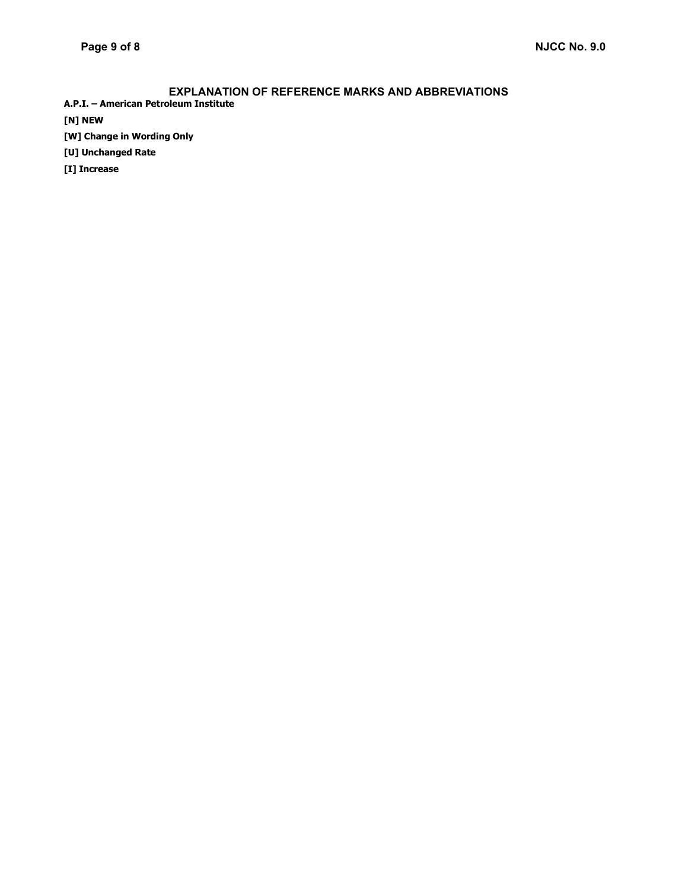## EXPLANATION OF REFERENCE MARKS AND ABBREVIATIONS

**A.P.I. – American Petroleum Institute**

**[N] NEW**

**[W] Change in Wording Only**

**[U] Unchanged Rate**

**[I] Increase**